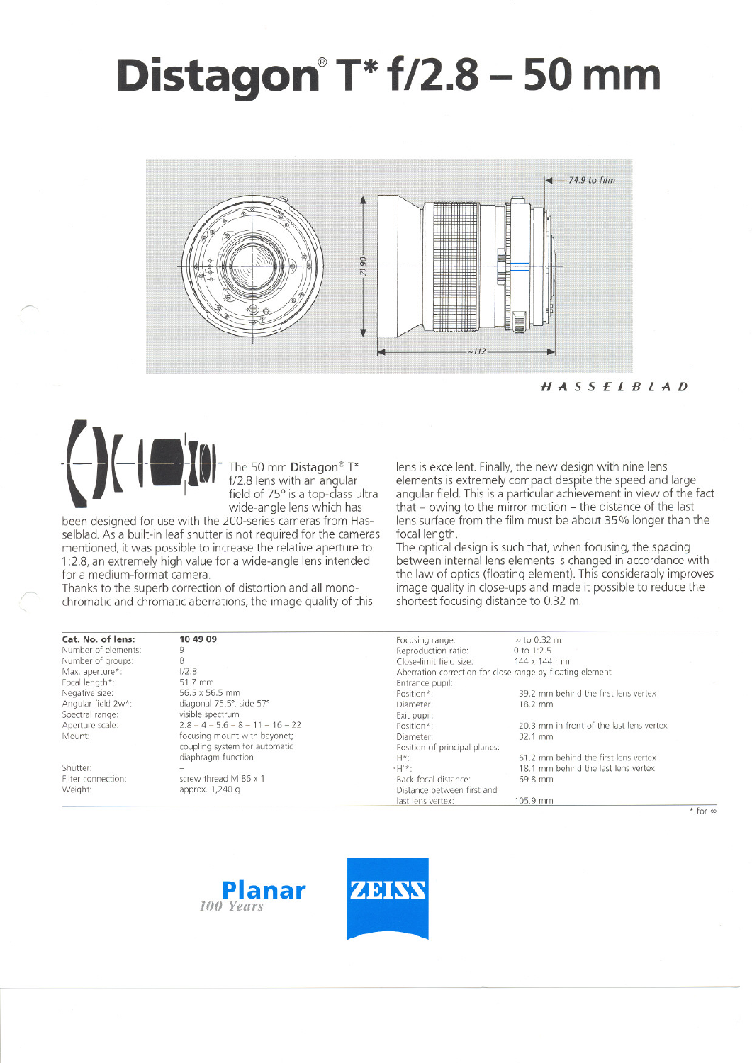# Distagon® T* f/2.8 – 50 mm

74.9 to film

Ø 90

~112

*HASSELBLAD*

The 50 mm **Distagon**® T* f/2.8 lens with an angular field of 75° is a top-class ultra wide-angle lens which has been designed for use with the 200-series cameras from Hasselblad. As a built-in leaf shutter is not required for the cameras mentioned, it was possible to increase the relative aperture to 1:2.8, an extremely high value for a wide-angle lens intended for a medium-format camera.

Thanks to the superb correction of distortion and all monochromatic and chromatic aberrations, the image quality of this lens is excellent. Finally, the new design with nine lens elements is extremely compact despite the speed and large angular field. This is a particular achievement in view of the fact that – owing to the mirror motion – the distance of the last lens surface from the film must be about 35% longer than the focal length.

The optical design is such that, when focusing, the spacing between internal lens elements is changed in accordance with the law of optics (floating element). This considerably improves image quality in close-ups and made it possible to reduce the shortest focusing distance to 0.32 m.

| **Cat. No. of lens:** | **10 49 09** |
|---|---|
| Number of elements: | 9 |
| Number of groups: | 8 |
| Max. aperture*: | f/2.8 |
| Focal length*: | 51.7 mm |
| Negative size: | 56.5 x 56.5 mm |
| Angular field 2w*: | diagonal 75.5°, side 57° |
| Spectral range: | visible spectrum |
| Aperture scale: | 2.8 – 4 – 5.6 – 8 – 11 – 16 – 22 |
| Mount: | focusing mount with bayonet; coupling system for automatic diaphragm function |
| Shutter: | – |
| Filter connection: | screw thread M 86 x 1 |
| Weight: | approx. 1,240 g |

| | |
|---|---|
| Focusing range: | ∞ to 0.32 m |
| Reproduction ratio: | 0 to 1:2.5 |
| Close-limit field size: | 144 x 144 mm |
| Aberration correction for close range by floating element | |
| Entrance pupil: | |
| Position*: | 39.2 mm behind the first lens vertex |
| Diameter: | 18.2 mm |
| Exit pupil: | |
| Position*: | 20.3 mm in front of the last lens vertex |
| Diameter: | 32.1 mm |
| Position of principal planes: | |
| H*: | 61.2 mm behind the first lens vertex |
| H'*: | 18.1 mm behind the last lens vertex |
| Back focal distance: | 69.8 mm |
| Distance between first and last lens vertex: | 105.9 mm |

\* for ∞

**Planar**
*100 Years*

ZEISS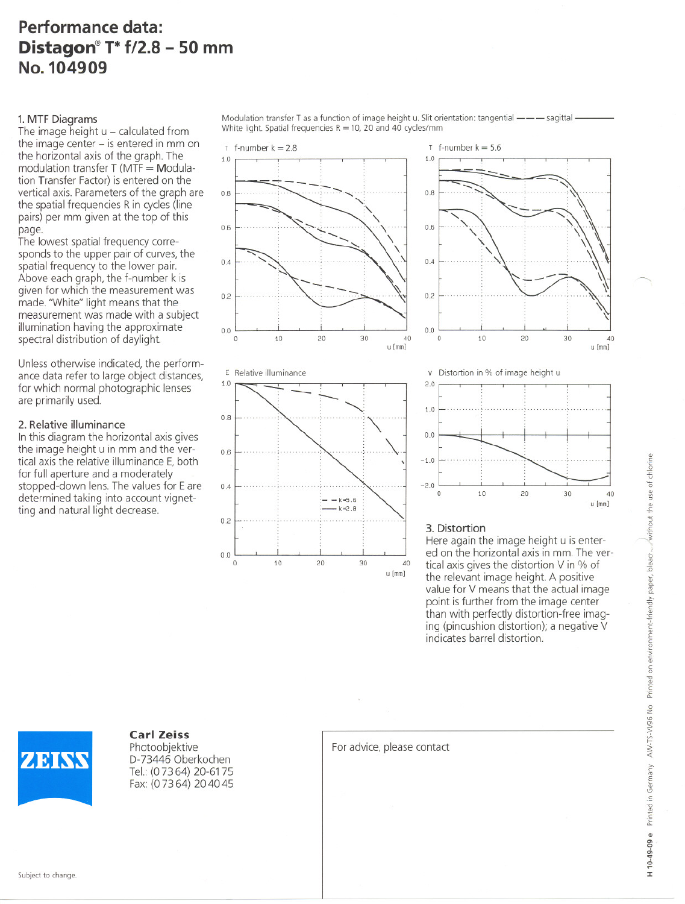# Performance data:
# **Distagon® T* f/2.8 – 50 mm**
# No. 104909

## 1. MTF Diagrams

The image height u – calculated from the image center – is entered in mm on the horizontal axis of the graph. The modulation transfer T (MTF = Modulation Transfer Factor) is entered on the vertical axis. Parameters of the graph are the spatial frequencies R in cycles (line pairs) per mm given at the top of this page.
The lowest spatial frequency corresponds to the upper pair of curves, the spatial frequency to the lower pair. Above each graph, the f-number k is given for which the measurement was made. "White" light means that the measurement was made with a subject illumination having the approximate spectral distribution of daylight.

Unless otherwise indicated, the performance data refer to large object distances, for which normal photographic lenses are primarily used.

Modulation transfer T as a function of image height u. Slit orientation: tangential – – – sagittal ———
White light. Spatial frequencies R = 10, 20 and 40 cycles/mm

T f-number k = 2.8

1.0
0.8
0.6
0.4
0.2
0.0
0 10 20 30 40
u [mm]

T f-number k = 5.6

1.0
0.8
0.6
0.4
0.2
0.0
0 10 20 30 40
u [mm]

## 2. Relative illuminance

In this diagram the horizontal axis gives the image height u in mm and the vertical axis the relative illuminance E, both for full aperture and a moderately stopped-down lens. The values for E are determined taking into account vignetting and natural light decrease.

E Relative illuminance

1.0
0.8
0.6
0.4
0.2
0.0
0 10 20 30 40
u [mm]

– – k=5.6
—— k=2.8

V Distortion in % of image height u

2.0
1.0
0.0
−1.0
−2.0
0 10 20 30 40
u [mm]

## 3. Distortion

Here again the image height u is entered on the horizontal axis in mm. The vertical axis gives the distortion V in % of the relevant image height. A positive value for V means that the actual image point is further from the image center than with perfectly distortion-free imaging (pincushion distortion); a negative V indicates barrel distortion.

ZEISS

**Carl Zeiss**
Photoobjektive
D-73446 Oberkochen
Tel.: (07364) 20-6175
Fax: (07364) 204045

For advice, please contact

Subject to change.

H 10-49-09 e Printed in Germany AW-TS-VI/96 No Printed on environment-friendly paper, bleached without the use of chlorine